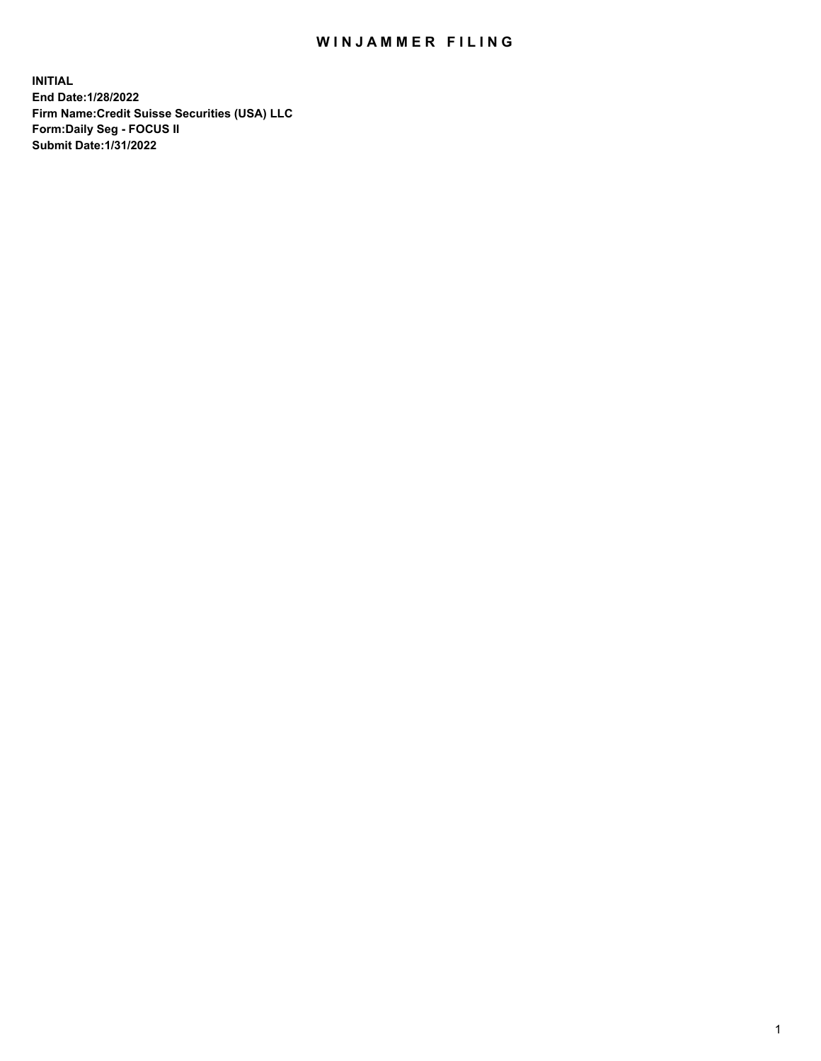# WINJAMMER FILING

**INITIAL**
**End Date:1/28/2022**
**Firm Name:Credit Suisse Securities (USA) LLC**
**Form:Daily Seg - FOCUS II**
**Submit Date:1/31/2022**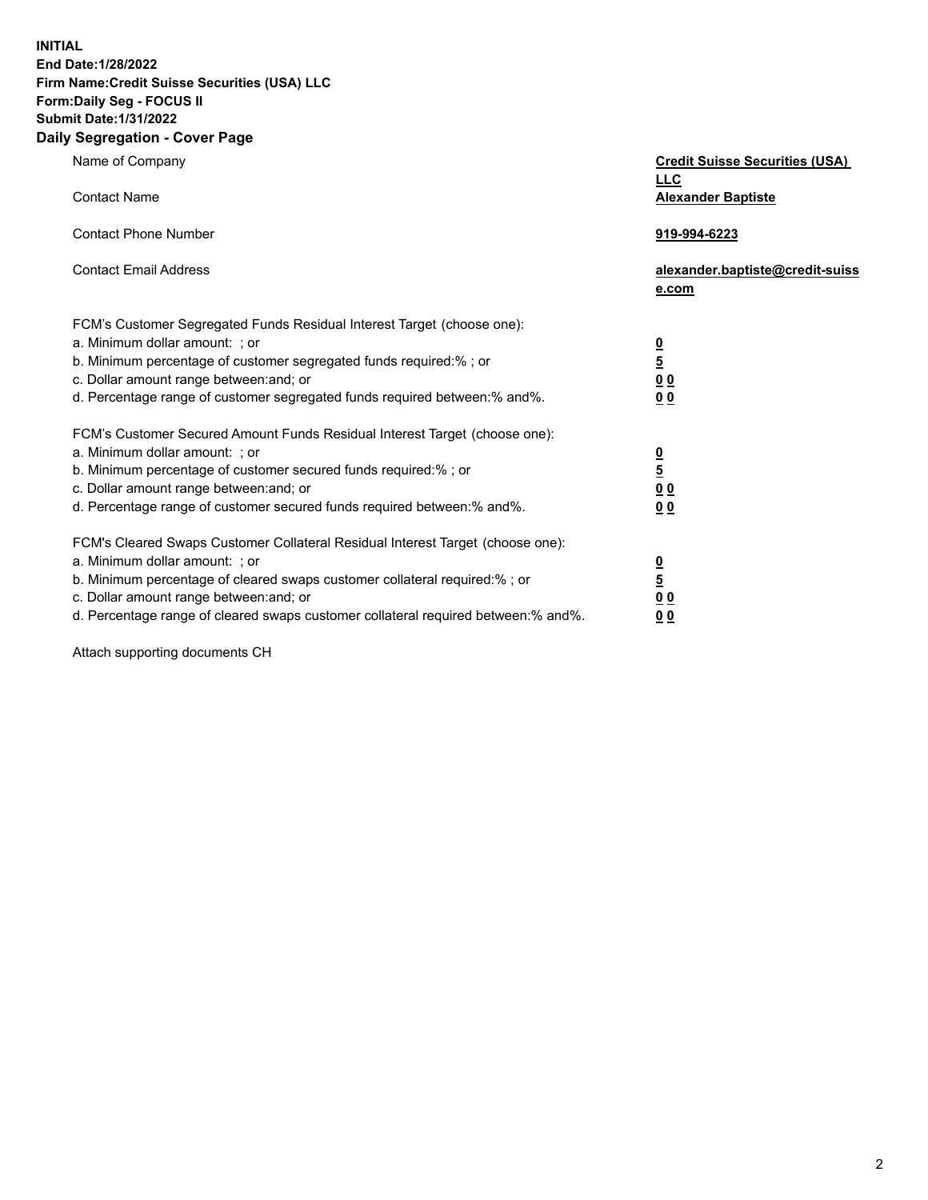**INITIAL**
**End Date:1/28/2022**
**Firm Name:Credit Suisse Securities (USA) LLC**
**Form:Daily Seg - FOCUS II**
**Submit Date:1/31/2022**

## Daily Segregation - Cover Page

| | |
|---|---|
| Name of Company | **Credit Suisse Securities (USA) LLC** |
| Contact Name | **Alexander Baptiste** |
| Contact Phone Number | **919-994-6223** |
| Contact Email Address | **alexander.baptiste@credit-suisse.com** |

FCM's Customer Segregated Funds Residual Interest Target (choose one):

| | |
|---|---|
| a. Minimum dollar amount: ; or | **0** |
| b. Minimum percentage of customer segregated funds required:% ; or | **5** |
| c. Dollar amount range between:and; or | **0 0** |
| d. Percentage range of customer segregated funds required between:% and%. | **0 0** |

FCM's Customer Secured Amount Funds Residual Interest Target (choose one):

| | |
|---|---|
| a. Minimum dollar amount: ; or | **0** |
| b. Minimum percentage of customer secured funds required:% ; or | **5** |
| c. Dollar amount range between:and; or | **0 0** |
| d. Percentage range of customer secured funds required between:% and%. | **0 0** |

FCM's Cleared Swaps Customer Collateral Residual Interest Target (choose one):

| | |
|---|---|
| a. Minimum dollar amount: ; or | **0** |
| b. Minimum percentage of cleared swaps customer collateral required:% ; or | **5** |
| c. Dollar amount range between:and; or | **0 0** |
| d. Percentage range of cleared swaps customer collateral required between:% and%. | **0 0** |

Attach supporting documents CH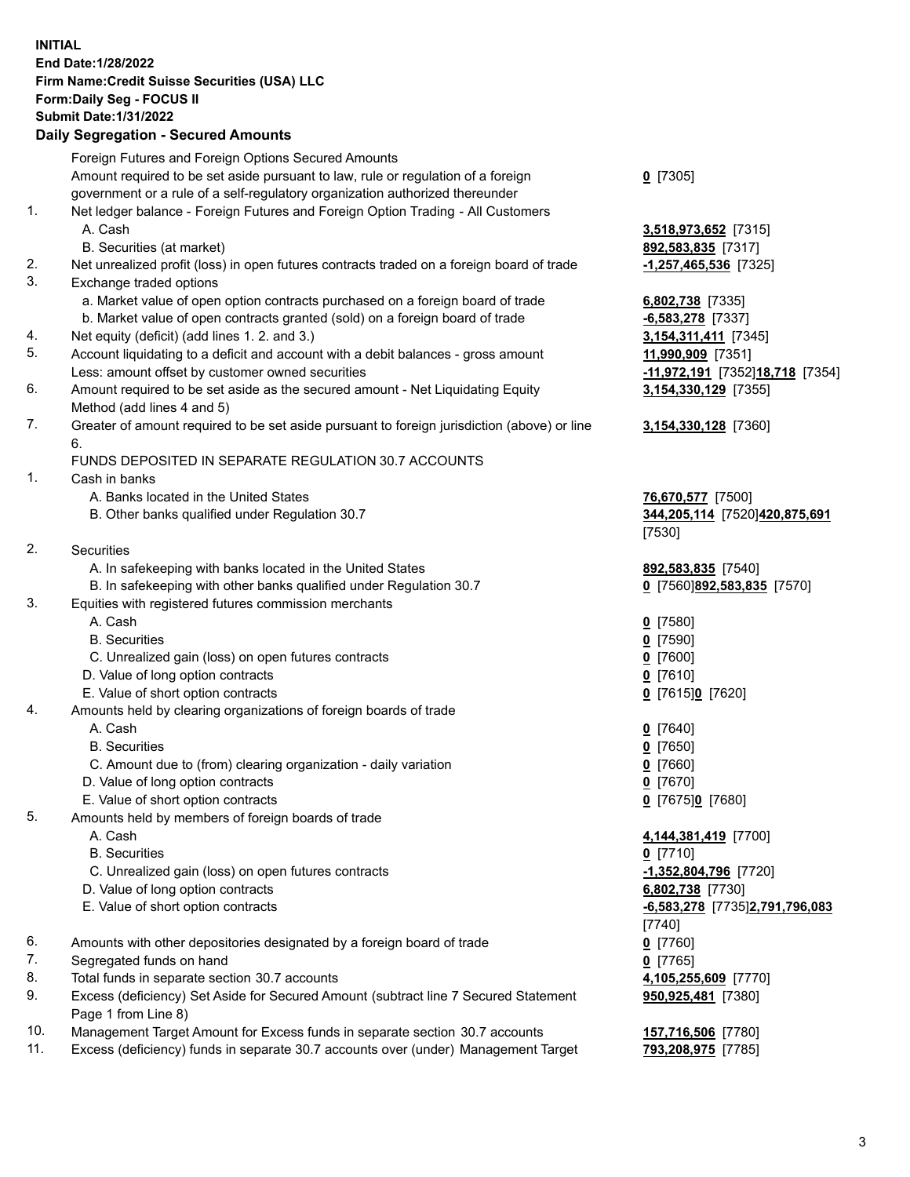**INITIAL**
**End Date:1/28/2022**
**Firm Name:Credit Suisse Securities (USA) LLC**
**Form:Daily Seg - FOCUS II**
**Submit Date:1/31/2022**

## Daily Segregation - Secured Amounts

| | | |
|---|---|---|
| | Foreign Futures and Foreign Options Secured Amounts | |
| | Amount required to be set aside pursuant to law, rule or regulation of a foreign government or a rule of a self-regulatory organization authorized thereunder | **0** [7305] |
| 1. | Net ledger balance - Foreign Futures and Foreign Option Trading - All Customers | |
| | A. Cash | **3,518,973,652** [7315] |
| | B. Securities (at market) | **892,583,835** [7317] |
| 2. | Net unrealized profit (loss) in open futures contracts traded on a foreign board of trade | **-1,257,465,536** [7325] |
| 3. | Exchange traded options | |
| | a. Market value of open option contracts purchased on a foreign board of trade | **6,802,738** [7335] |
| | b. Market value of open contracts granted (sold) on a foreign board of trade | **-6,583,278** [7337] |
| 4. | Net equity (deficit) (add lines 1. 2. and 3.) | **3,154,311,411** [7345] |
| 5. | Account liquidating to a deficit and account with a debit balances - gross amount | **11,990,909** [7351] |
| | Less: amount offset by customer owned securities | **-11,972,191** [7352]**18,718** [7354] |
| 6. | Amount required to be set aside as the secured amount - Net Liquidating Equity Method (add lines 4 and 5) | **3,154,330,129** [7355] |
| 7. | Greater of amount required to be set aside pursuant to foreign jurisdiction (above) or line 6. | **3,154,330,128** [7360] |
| | FUNDS DEPOSITED IN SEPARATE REGULATION 30.7 ACCOUNTS | |
| 1. | Cash in banks | |
| | A. Banks located in the United States | **76,670,577** [7500] |
| | B. Other banks qualified under Regulation 30.7 | **344,205,114** [7520]**420,875,691** [7530] |
| 2. | Securities | |
| | A. In safekeeping with banks located in the United States | **892,583,835** [7540] |
| | B. In safekeeping with other banks qualified under Regulation 30.7 | **0** [7560]**892,583,835** [7570] |
| 3. | Equities with registered futures commission merchants | |
| | A. Cash | **0** [7580] |
| | B. Securities | **0** [7590] |
| | C. Unrealized gain (loss) on open futures contracts | **0** [7600] |
| | D. Value of long option contracts | **0** [7610] |
| | E. Value of short option contracts | **0** [7615]**0** [7620] |
| 4. | Amounts held by clearing organizations of foreign boards of trade | |
| | A. Cash | **0** [7640] |
| | B. Securities | **0** [7650] |
| | C. Amount due to (from) clearing organization - daily variation | **0** [7660] |
| | D. Value of long option contracts | **0** [7670] |
| | E. Value of short option contracts | **0** [7675]**0** [7680] |
| 5. | Amounts held by members of foreign boards of trade | |
| | A. Cash | **4,144,381,419** [7700] |
| | B. Securities | **0** [7710] |
| | C. Unrealized gain (loss) on open futures contracts | **-1,352,804,796** [7720] |
| | D. Value of long option contracts | **6,802,738** [7730] |
| | E. Value of short option contracts | **-6,583,278** [7735]**2,791,796,083** [7740] |
| 6. | Amounts with other depositories designated by a foreign board of trade | **0** [7760] |
| 7. | Segregated funds on hand | **0** [7765] |
| 8. | Total funds in separate section 30.7 accounts | **4,105,255,609** [7770] |
| 9. | Excess (deficiency) Set Aside for Secured Amount (subtract line 7 Secured Statement Page 1 from Line 8) | **950,925,481** [7380] |
| 10. | Management Target Amount for Excess funds in separate section 30.7 accounts | **157,716,506** [7780] |
| 11. | Excess (deficiency) funds in separate 30.7 accounts over (under) Management Target | **793,208,975** [7785] |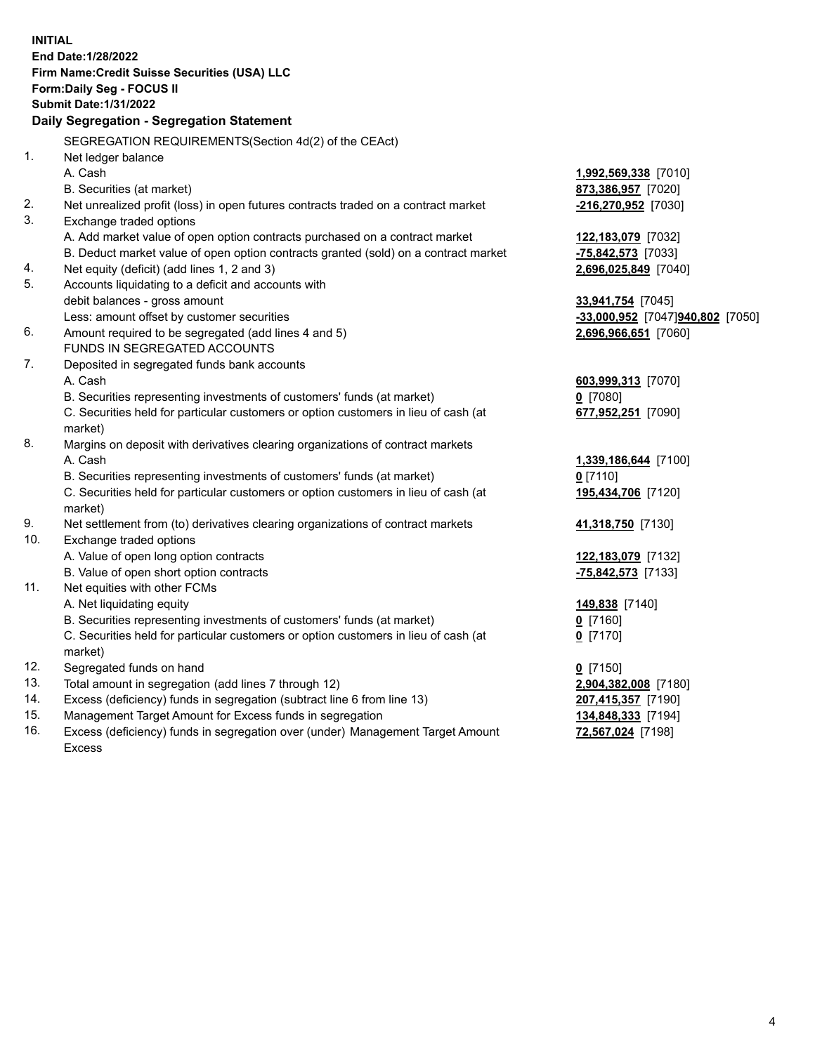**INITIAL**
**End Date:1/28/2022**
**Firm Name:Credit Suisse Securities (USA) LLC**
**Form:Daily Seg - FOCUS II**
**Submit Date:1/31/2022**

**Daily Segregation - Segregation Statement**

SEGREGATION REQUIREMENTS(Section 4d(2) of the CEAct)

| | | |
|---|---|---|
| 1. | Net ledger balance | |
| | A. Cash | **1,992,569,338** [7010] |
| | B. Securities (at market) | **873,386,957** [7020] |
| 2. | Net unrealized profit (loss) in open futures contracts traded on a contract market | **-216,270,952** [7030] |
| 3. | Exchange traded options | |
| | A. Add market value of open option contracts purchased on a contract market | **122,183,079** [7032] |
| | B. Deduct market value of open option contracts granted (sold) on a contract market | **-75,842,573** [7033] |
| 4. | Net equity (deficit) (add lines 1, 2 and 3) | **2,696,025,849** [7040] |
| 5. | Accounts liquidating to a deficit and accounts with | |
| | debit balances - gross amount | **33,941,754** [7045] |
| | Less: amount offset by customer securities | **-33,000,952** [7047]**940,802** [7050] |
| 6. | Amount required to be segregated (add lines 4 and 5) | **2,696,966,651** [7060] |
| | FUNDS IN SEGREGATED ACCOUNTS | |
| 7. | Deposited in segregated funds bank accounts | |
| | A. Cash | **603,999,313** [7070] |
| | B. Securities representing investments of customers' funds (at market) | **0** [7080] |
| | C. Securities held for particular customers or option customers in lieu of cash (at market) | **677,952,251** [7090] |
| 8. | Margins on deposit with derivatives clearing organizations of contract markets | |
| | A. Cash | **1,339,186,644** [7100] |
| | B. Securities representing investments of customers' funds (at market) | **0** [7110] |
| | C. Securities held for particular customers or option customers in lieu of cash (at market) | **195,434,706** [7120] |
| 9. | Net settlement from (to) derivatives clearing organizations of contract markets | **41,318,750** [7130] |
| 10. | Exchange traded options | |
| | A. Value of open long option contracts | **122,183,079** [7132] |
| | B. Value of open short option contracts | **-75,842,573** [7133] |
| 11. | Net equities with other FCMs | |
| | A. Net liquidating equity | **149,838** [7140] |
| | B. Securities representing investments of customers' funds (at market) | **0** [7160] |
| | C. Securities held for particular customers or option customers in lieu of cash (at market) | **0** [7170] |
| 12. | Segregated funds on hand | **0** [7150] |
| 13. | Total amount in segregation (add lines 7 through 12) | **2,904,382,008** [7180] |
| 14. | Excess (deficiency) funds in segregation (subtract line 6 from line 13) | **207,415,357** [7190] |
| 15. | Management Target Amount for Excess funds in segregation | **134,848,333** [7194] |
| 16. | Excess (deficiency) funds in segregation over (under) Management Target Amount Excess | **72,567,024** [7198] |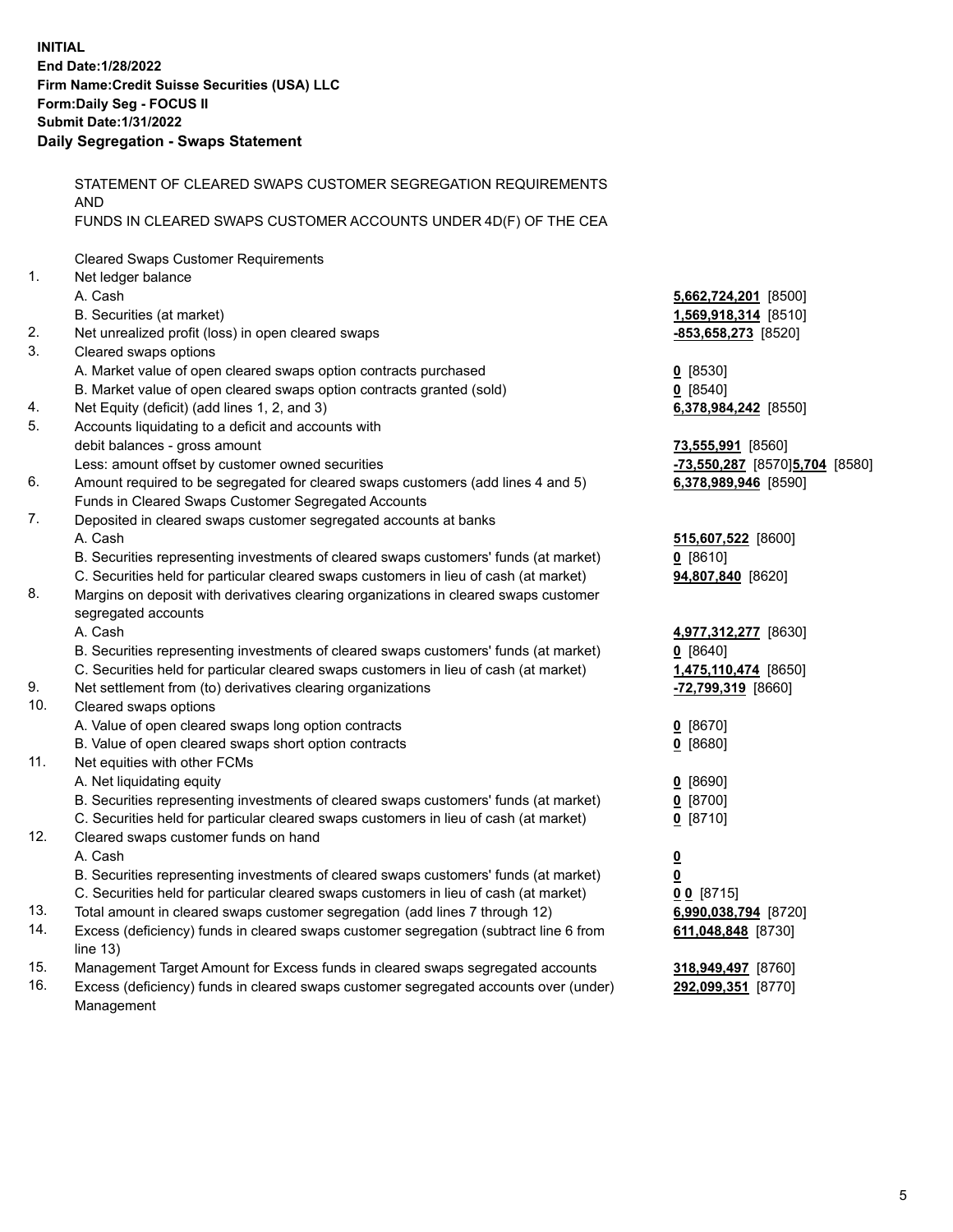**INITIAL**
**End Date:1/28/2022**
**Firm Name:Credit Suisse Securities (USA) LLC**
**Form:Daily Seg - FOCUS II**
**Submit Date:1/31/2022**
**Daily Segregation - Swaps Statement**

STATEMENT OF CLEARED SWAPS CUSTOMER SEGREGATION REQUIREMENTS AND
FUNDS IN CLEARED SWAPS CUSTOMER ACCOUNTS UNDER 4D(F) OF THE CEA

| | | |
|---|---|---|
| | Cleared Swaps Customer Requirements | |
| 1. | Net ledger balance | |
| | A. Cash | **5,662,724,201** [8500] |
| | B. Securities (at market) | **1,569,918,314** [8510] |
| 2. | Net unrealized profit (loss) in open cleared swaps | **-853,658,273** [8520] |
| 3. | Cleared swaps options | |
| | A. Market value of open cleared swaps option contracts purchased | **0** [8530] |
| | B. Market value of open cleared swaps option contracts granted (sold) | **0** [8540] |
| 4. | Net Equity (deficit) (add lines 1, 2, and 3) | **6,378,984,242** [8550] |
| 5. | Accounts liquidating to a deficit and accounts with | |
| | debit balances - gross amount | **73,555,991** [8560] |
| | Less: amount offset by customer owned securities | **-73,550,287** [8570]**5,704** [8580] |
| 6. | Amount required to be segregated for cleared swaps customers (add lines 4 and 5) | **6,378,989,946** [8590] |
| | Funds in Cleared Swaps Customer Segregated Accounts | |
| 7. | Deposited in cleared swaps customer segregated accounts at banks | |
| | A. Cash | **515,607,522** [8600] |
| | B. Securities representing investments of cleared swaps customers' funds (at market) | **0** [8610] |
| | C. Securities held for particular cleared swaps customers in lieu of cash (at market) | **94,807,840** [8620] |
| 8. | Margins on deposit with derivatives clearing organizations in cleared swaps customer segregated accounts | |
| | A. Cash | **4,977,312,277** [8630] |
| | B. Securities representing investments of cleared swaps customers' funds (at market) | **0** [8640] |
| | C. Securities held for particular cleared swaps customers in lieu of cash (at market) | **1,475,110,474** [8650] |
| 9. | Net settlement from (to) derivatives clearing organizations | **-72,799,319** [8660] |
| 10. | Cleared swaps options | |
| | A. Value of open cleared swaps long option contracts | **0** [8670] |
| | B. Value of open cleared swaps short option contracts | **0** [8680] |
| 11. | Net equities with other FCMs | |
| | A. Net liquidating equity | **0** [8690] |
| | B. Securities representing investments of cleared swaps customers' funds (at market) | **0** [8700] |
| | C. Securities held for particular cleared swaps customers in lieu of cash (at market) | **0** [8710] |
| 12. | Cleared swaps customer funds on hand | |
| | A. Cash | **0** |
| | B. Securities representing investments of cleared swaps customers' funds (at market) | **0** |
| | C. Securities held for particular cleared swaps customers in lieu of cash (at market) | **0** **0** [8715] |
| 13. | Total amount in cleared swaps customer segregation (add lines 7 through 12) | **6,990,038,794** [8720] |
| 14. | Excess (deficiency) funds in cleared swaps customer segregation (subtract line 6 from line 13) | **611,048,848** [8730] |
| 15. | Management Target Amount for Excess funds in cleared swaps segregated accounts | **318,949,497** [8760] |
| 16. | Excess (deficiency) funds in cleared swaps customer segregated accounts over (under) Management | **292,099,351** [8770] |